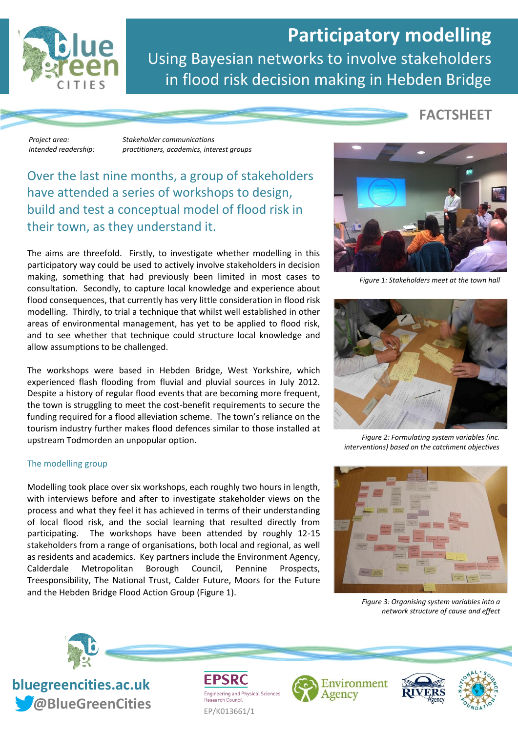# Participatory modelling

## Using Bayesian networks to involve stakeholders in flood risk decision making in Hebden Bridge

**FACTSHEET**

*Project area:* *Stakeholder communications*
*Intended readership:* *practitioners, academics, interest groups*

### Over the last nine months, a group of stakeholders have attended a series of workshops to design, build and test a conceptual model of flood risk in their town, as they understand it.

The aims are threefold. Firstly, to investigate whether modelling in this participatory way could be used to actively involve stakeholders in decision making, something that had previously been limited in most cases to consultation. Secondly, to capture local knowledge and experience about flood consequences, that currently has very little consideration in flood risk modelling. Thirdly, to trial a technique that whilst well established in other areas of environmental management, has yet to be applied to flood risk, and to see whether that technique could structure local knowledge and allow assumptions to be challenged.

The workshops were based in Hebden Bridge, West Yorkshire, which experienced flash flooding from fluvial and pluvial sources in July 2012. Despite a history of regular flood events that are becoming more frequent, the town is struggling to meet the cost-benefit requirements to secure the funding required for a flood alleviation scheme. The town's reliance on the tourism industry further makes flood defences similar to those installed at upstream Todmorden an unpopular option.

### The modelling group

Modelling took place over six workshops, each roughly two hours in length, with interviews before and after to investigate stakeholder views on the process and what they feel it has achieved in terms of their understanding of local flood risk, and the social learning that resulted directly from participating. The workshops have been attended by roughly 12-15 stakeholders from a range of organisations, both local and regional, as well as residents and academics. Key partners include the Environment Agency, Calderdale Metropolitan Borough Council, Pennine Prospects, Treesponsibility, The National Trust, Calder Future, Moors for the Future and the Hebden Bridge Flood Action Group (Figure 1).

*Figure 1: Stakeholders meet at the town hall*

*Figure 2: Formulating system variables (inc. interventions) based on the catchment objectives*

*Figure 3: Organising system variables into a network structure of cause and effect*

**bluegreencities.ac.uk**
**@BlueGreenCities**

EPSRC Engineering and Physical Sciences Research Council
EP/K013661/1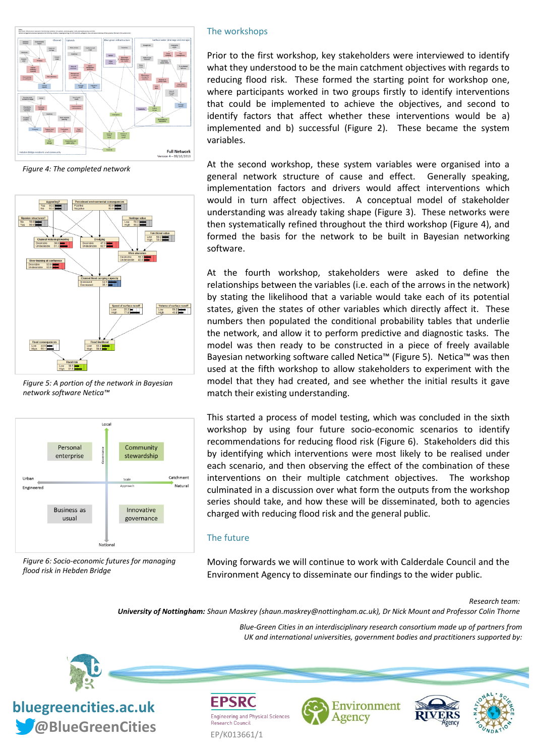Figure 4: The completed network

Figure 5: A portion of the network in Bayesian network software Netica™

Figure 6: Socio-economic futures for managing flood risk in Hebden Bridge

## The workshops

Prior to the first workshop, key stakeholders were interviewed to identify what they understood to be the main catchment objectives with regards to reducing flood risk. These formed the starting point for workshop one, where participants worked in two groups firstly to identify interventions that could be implemented to achieve the objectives, and second to identify factors that affect whether these interventions would be a) implemented and b) successful (Figure 2). These became the system variables.

At the second workshop, these system variables were organised into a general network structure of cause and effect. Generally speaking, implementation factors and drivers would affect interventions which would in turn affect objectives. A conceptual model of stakeholder understanding was already taking shape (Figure 3). These networks were then systematically refined throughout the third workshop (Figure 4), and formed the basis for the network to be built in Bayesian networking software.

At the fourth workshop, stakeholders were asked to define the relationships between the variables (i.e. each of the arrows in the network) by stating the likelihood that a variable would take each of its potential states, given the states of other variables which directly affect it. These numbers then populated the conditional probability tables that underlie the network, and allow it to perform predictive and diagnostic tasks. The model was then ready to be constructed in a piece of freely available Bayesian networking software called Netica™ (Figure 5). Netica™ was then used at the fifth workshop to allow stakeholders to experiment with the model that they had created, and see whether the initial results it gave match their existing understanding.

This started a process of model testing, which was concluded in the sixth workshop by using four future socio-economic scenarios to identify recommendations for reducing flood risk (Figure 6). Stakeholders did this by identifying which interventions were most likely to be realised under each scenario, and then observing the effect of the combination of these interventions on their multiple catchment objectives. The workshop culminated in a discussion over what form the outputs from the workshop series should take, and how these will be disseminated, both to agencies charged with reducing flood risk and the general public.

## The future

Moving forwards we will continue to work with Calderdale Council and the Environment Agency to disseminate our findings to the wider public.

*Research team:*

***University of Nottingham:*** *Shaun Maskrey (shaun.maskrey@nottingham.ac.uk), Dr Nick Mount and Professor Colin Thorne*

*Blue-Green Cities in an interdisciplinary research consortium made up of partners from UK and international universities, government bodies and practitioners supported by:*

**bluegreencities.ac.uk**

**@BlueGreenCities**

EPSRC Engineering and Physical Sciences Research Council

EP/K013661/1